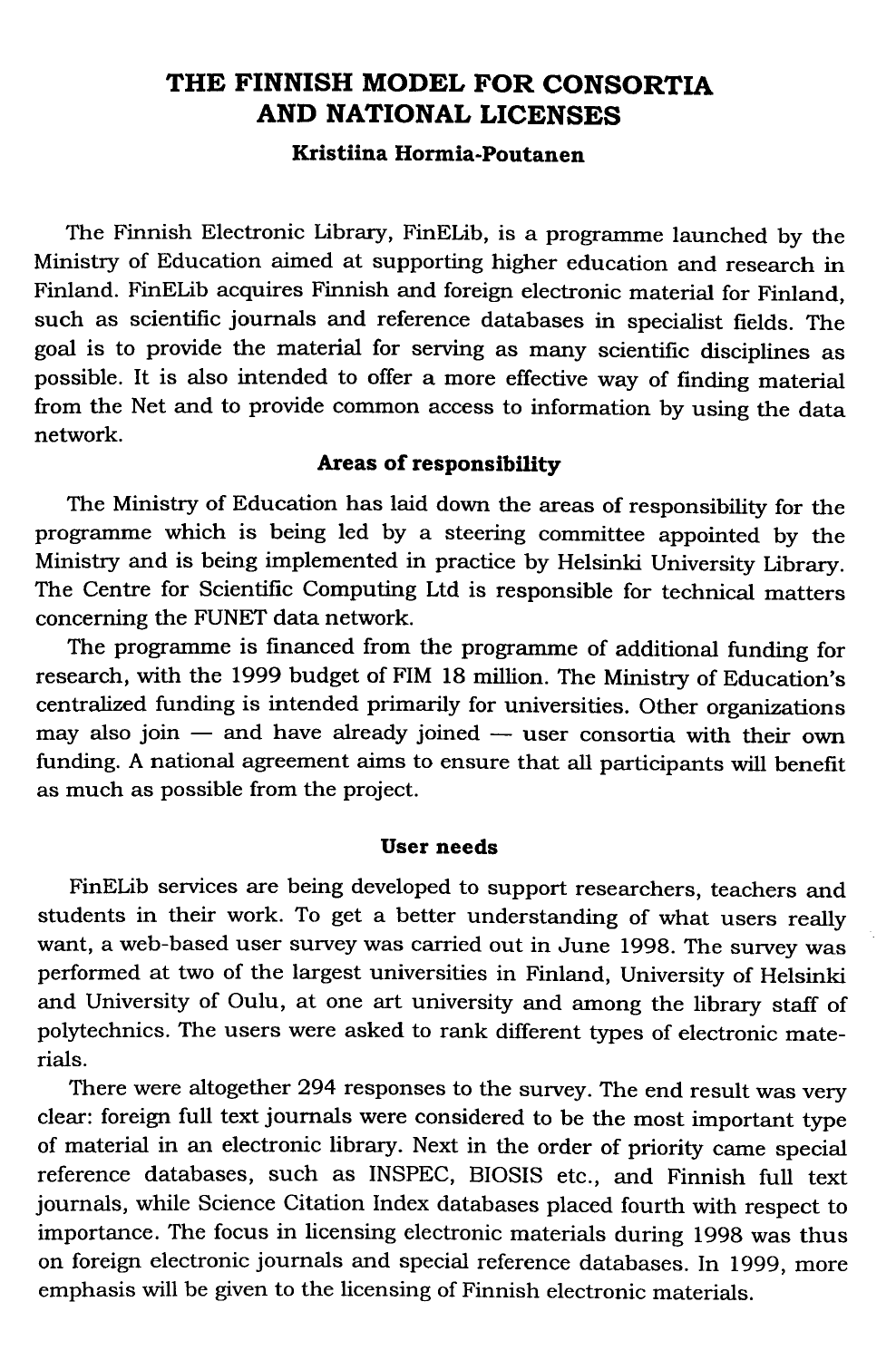# THE FINNISH MODEL FOR CONSORTIA AND NATIONAL LICENSES

**Kristiina Hormia-Poutanen**

The Finnish Electronic Library, FinELib, is a programme launched by the Ministry of Education aimed at supporting higher education and research in Finland. FinELib acquires Finnish and foreign electronic material for Finland, such as scientific journals and reference databases in specialist fields. The goal is to provide the material for serving as many scientific disciplines as possible. It is also intended to offer a more effective way of finding material from the Net and to provide common access to information by using the data network.

## Areas of responsibility

The Ministry of Education has laid down the areas of responsibility for the programme which is being led by a steering committee appointed by the Ministry and is being implemented in practice by Helsinki University Library. The Centre for Scientific Computing Ltd is responsible for technical matters concerning the FUNET data network.

The programme is financed from the programme of additional funding for research, with the 1999 budget of FIM 18 million. The Ministry of Education's centralized funding is intended primarily for universities. Other organizations may also join — and have already joined — user consortia with their own funding. A national agreement aims to ensure that all participants will benefit as much as possible from the project.

## User needs

FinELib services are being developed to support researchers, teachers and students in their work. To get a better understanding of what users really want, a web-based user survey was carried out in June 1998. The survey was performed at two of the largest universities in Finland, University of Helsinki and University of Oulu, at one art university and among the library staff of polytechnics. The users were asked to rank different types of electronic materials.

There were altogether 294 responses to the survey. The end result was very clear: foreign full text journals were considered to be the most important type of material in an electronic library. Next in the order of priority came special reference databases, such as INSPEC, BIOSIS etc., and Finnish full text journals, while Science Citation Index databases placed fourth with respect to importance. The focus in licensing electronic materials during 1998 was thus on foreign electronic journals and special reference databases. In 1999, more emphasis will be given to the licensing of Finnish electronic materials.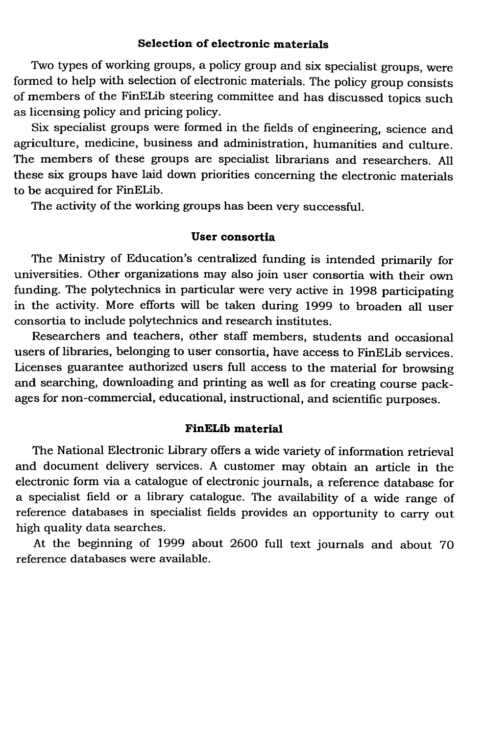### Selection of electronic materials

Two types of working groups, a policy group and six specialist groups, were formed to help with selection of electronic materials. The policy group consists of members of the FinELib steering committee and has discussed topics such as licensing policy and pricing policy.

Six specialist groups were formed in the fields of engineering, science and agriculture, medicine, business and administration, humanities and culture. The members of these groups are specialist librarians and researchers. All these six groups have laid down priorities concerning the electronic materials to be acquired for FinELib.

The activity of the working groups has been very successful.

### User consortia

The Ministry of Education's centralized funding is intended primarily for universities. Other organizations may also join user consortia with their own funding. The polytechnics in particular were very active in 1998 participating in the activity. More efforts will be taken during 1999 to broaden all user consortia to include polytechnics and research institutes.

Researchers and teachers, other staff members, students and occasional users of libraries, belonging to user consortia, have access to FinELib services. Licenses guarantee authorized users full access to the material for browsing and searching, downloading and printing as well as for creating course packages for non-commercial, educational, instructional, and scientific purposes.

### FinELib material

The National Electronic Library offers a wide variety of information retrieval and document delivery services. A customer may obtain an article in the electronic form via a catalogue of electronic journals, a reference database for a specialist field or a library catalogue. The availability of a wide range of reference databases in specialist fields provides an opportunity to carry out high quality data searches.

At the beginning of 1999 about 2600 full text journals and about 70 reference databases were available.